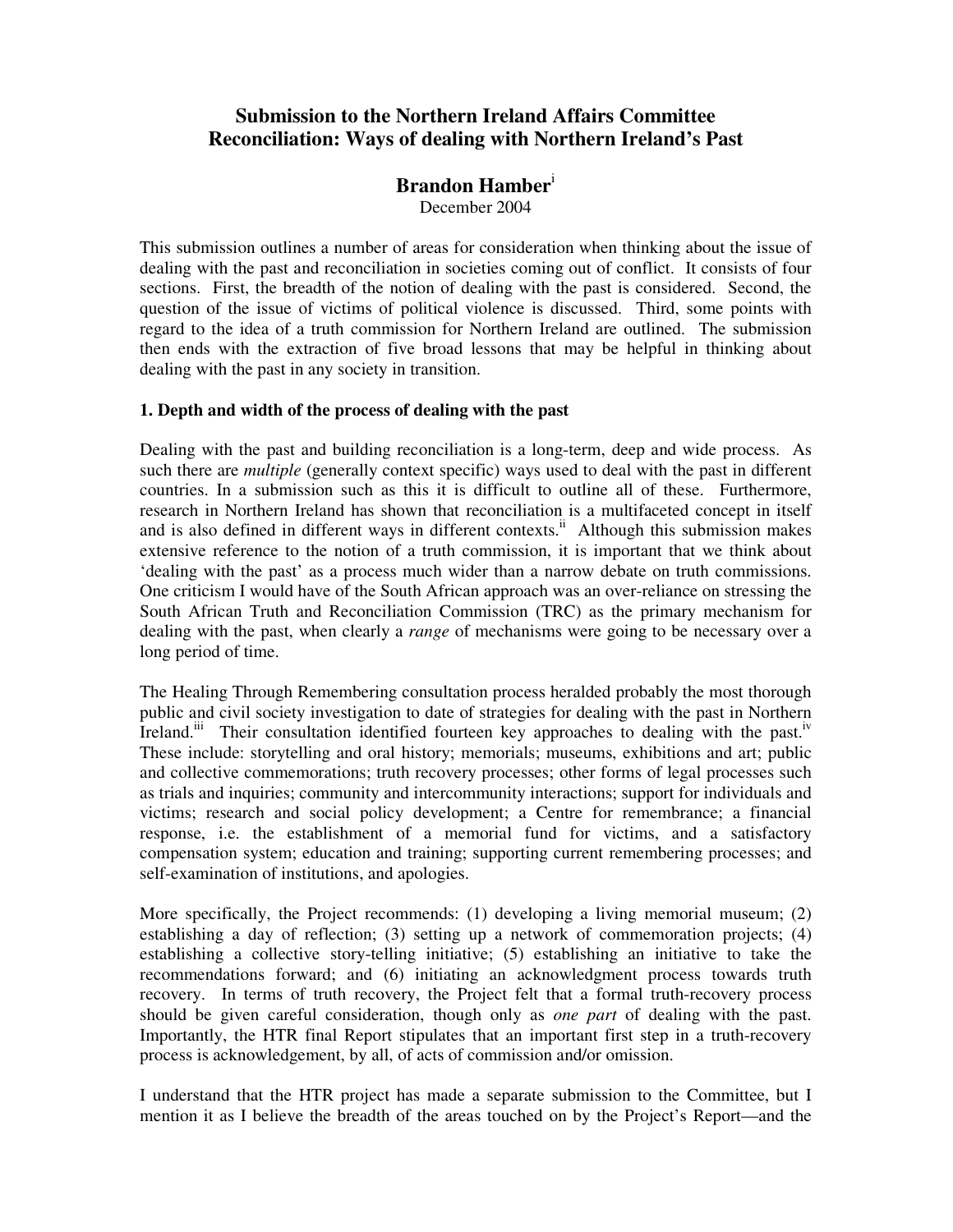# Submission to the Northern Ireland Affairs Committee
# Reconciliation: Ways of dealing with Northern Ireland's Past

**Brandon Hamber**[i]

December 2004

This submission outlines a number of areas for consideration when thinking about the issue of dealing with the past and reconciliation in societies coming out of conflict. It consists of four sections. First, the breadth of the notion of dealing with the past is considered. Second, the question of the issue of victims of political violence is discussed. Third, some points with regard to the idea of a truth commission for Northern Ireland are outlined. The submission then ends with the extraction of five broad lessons that may be helpful in thinking about dealing with the past in any society in transition.

## 1. Depth and width of the process of dealing with the past

Dealing with the past and building reconciliation is a long-term, deep and wide process. As such there are *multiple* (generally context specific) ways used to deal with the past in different countries. In a submission such as this it is difficult to outline all of these. Furthermore, research in Northern Ireland has shown that reconciliation is a multifaceted concept in itself and is also defined in different ways in different contexts.[ii] Although this submission makes extensive reference to the notion of a truth commission, it is important that we think about 'dealing with the past' as a process much wider than a narrow debate on truth commissions. One criticism I would have of the South African approach was an over-reliance on stressing the South African Truth and Reconciliation Commission (TRC) as the primary mechanism for dealing with the past, when clearly a *range* of mechanisms were going to be necessary over a long period of time.

The Healing Through Remembering consultation process heralded probably the most thorough public and civil society investigation to date of strategies for dealing with the past in Northern Ireland.[iii] Their consultation identified fourteen key approaches to dealing with the past.[iv] These include: storytelling and oral history; memorials; museums, exhibitions and art; public and collective commemorations; truth recovery processes; other forms of legal processes such as trials and inquiries; community and intercommunity interactions; support for individuals and victims; research and social policy development; a Centre for remembrance; a financial response, i.e. the establishment of a memorial fund for victims, and a satisfactory compensation system; education and training; supporting current remembering processes; and self-examination of institutions, and apologies.

More specifically, the Project recommends: (1) developing a living memorial museum; (2) establishing a day of reflection; (3) setting up a network of commemoration projects; (4) establishing a collective story-telling initiative; (5) establishing an initiative to take the recommendations forward; and (6) initiating an acknowledgment process towards truth recovery. In terms of truth recovery, the Project felt that a formal truth-recovery process should be given careful consideration, though only as *one part* of dealing with the past. Importantly, the HTR final Report stipulates that an important first step in a truth-recovery process is acknowledgement, by all, of acts of commission and/or omission.

I understand that the HTR project has made a separate submission to the Committee, but I mention it as I believe the breadth of the areas touched on by the Project's Report—and the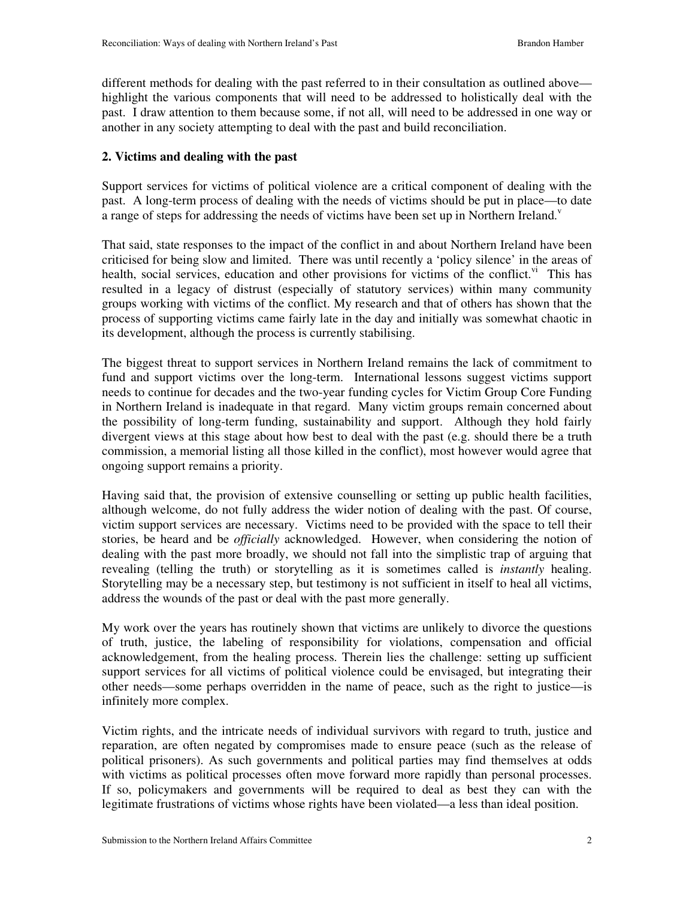different methods for dealing with the past referred to in their consultation as outlined above—highlight the various components that will need to be addressed to holistically deal with the past. I draw attention to them because some, if not all, will need to be addressed in one way or another in any society attempting to deal with the past and build reconciliation.

**2. Victims and dealing with the past**

Support services for victims of political violence are a critical component of dealing with the past. A long-term process of dealing with the needs of victims should be put in place—to date a range of steps for addressing the needs of victims have been set up in Northern Ireland.[v]

That said, state responses to the impact of the conflict in and about Northern Ireland have been criticised for being slow and limited. There was until recently a 'policy silence' in the areas of health, social services, education and other provisions for victims of the conflict.[vi] This has resulted in a legacy of distrust (especially of statutory services) within many community groups working with victims of the conflict. My research and that of others has shown that the process of supporting victims came fairly late in the day and initially was somewhat chaotic in its development, although the process is currently stabilising.

The biggest threat to support services in Northern Ireland remains the lack of commitment to fund and support victims over the long-term. International lessons suggest victims support needs to continue for decades and the two-year funding cycles for Victim Group Core Funding in Northern Ireland is inadequate in that regard. Many victim groups remain concerned about the possibility of long-term funding, sustainability and support. Although they hold fairly divergent views at this stage about how best to deal with the past (e.g. should there be a truth commission, a memorial listing all those killed in the conflict), most however would agree that ongoing support remains a priority.

Having said that, the provision of extensive counselling or setting up public health facilities, although welcome, do not fully address the wider notion of dealing with the past. Of course, victim support services are necessary. Victims need to be provided with the space to tell their stories, be heard and be *officially* acknowledged. However, when considering the notion of dealing with the past more broadly, we should not fall into the simplistic trap of arguing that revealing (telling the truth) or storytelling as it is sometimes called is *instantly* healing. Storytelling may be a necessary step, but testimony is not sufficient in itself to heal all victims, address the wounds of the past or deal with the past more generally.

My work over the years has routinely shown that victims are unlikely to divorce the questions of truth, justice, the labeling of responsibility for violations, compensation and official acknowledgement, from the healing process. Therein lies the challenge: setting up sufficient support services for all victims of political violence could be envisaged, but integrating their other needs—some perhaps overridden in the name of peace, such as the right to justice—is infinitely more complex.

Victim rights, and the intricate needs of individual survivors with regard to truth, justice and reparation, are often negated by compromises made to ensure peace (such as the release of political prisoners). As such governments and political parties may find themselves at odds with victims as political processes often move forward more rapidly than personal processes. If so, policymakers and governments will be required to deal as best they can with the legitimate frustrations of victims whose rights have been violated—a less than ideal position.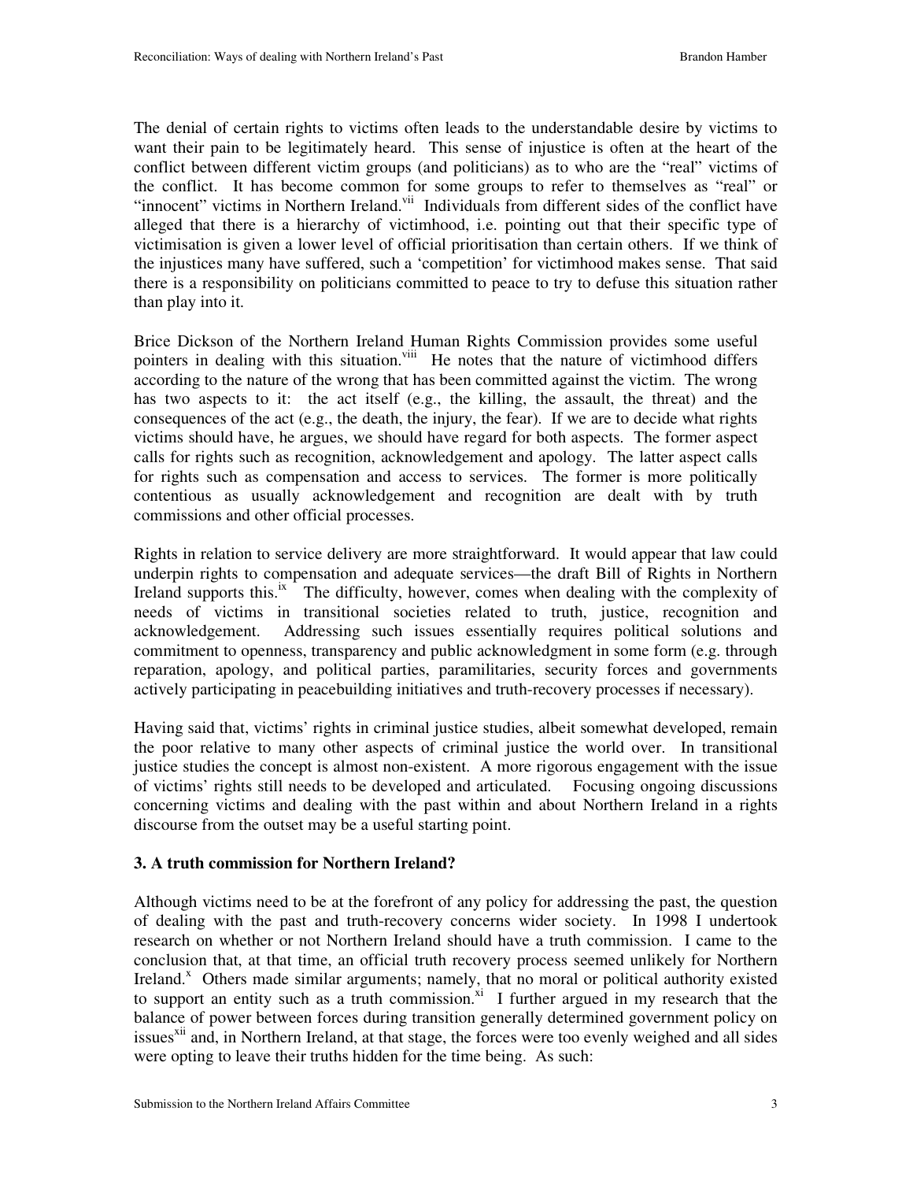The denial of certain rights to victims often leads to the understandable desire by victims to want their pain to be legitimately heard. This sense of injustice is often at the heart of the conflict between different victim groups (and politicians) as to who are the "real" victims of the conflict. It has become common for some groups to refer to themselves as "real" or "innocent" victims in Northern Ireland.[vii] Individuals from different sides of the conflict have alleged that there is a hierarchy of victimhood, i.e. pointing out that their specific type of victimisation is given a lower level of official prioritisation than certain others. If we think of the injustices many have suffered, such a 'competition' for victimhood makes sense. That said there is a responsibility on politicians committed to peace to try to defuse this situation rather than play into it.

Brice Dickson of the Northern Ireland Human Rights Commission provides some useful pointers in dealing with this situation.[viii] He notes that the nature of victimhood differs according to the nature of the wrong that has been committed against the victim. The wrong has two aspects to it: the act itself (e.g., the killing, the assault, the threat) and the consequences of the act (e.g., the death, the injury, the fear). If we are to decide what rights victims should have, he argues, we should have regard for both aspects. The former aspect calls for rights such as recognition, acknowledgement and apology. The latter aspect calls for rights such as compensation and access to services. The former is more politically contentious as usually acknowledgement and recognition are dealt with by truth commissions and other official processes.

Rights in relation to service delivery are more straightforward. It would appear that law could underpin rights to compensation and adequate services—the draft Bill of Rights in Northern Ireland supports this.[ix] The difficulty, however, comes when dealing with the complexity of needs of victims in transitional societies related to truth, justice, recognition and acknowledgement. Addressing such issues essentially requires political solutions and commitment to openness, transparency and public acknowledgment in some form (e.g. through reparation, apology, and political parties, paramilitaries, security forces and governments actively participating in peacebuilding initiatives and truth-recovery processes if necessary).

Having said that, victims' rights in criminal justice studies, albeit somewhat developed, remain the poor relative to many other aspects of criminal justice the world over. In transitional justice studies the concept is almost non-existent. A more rigorous engagement with the issue of victims' rights still needs to be developed and articulated. Focusing ongoing discussions concerning victims and dealing with the past within and about Northern Ireland in a rights discourse from the outset may be a useful starting point.

### 3. A truth commission for Northern Ireland?

Although victims need to be at the forefront of any policy for addressing the past, the question of dealing with the past and truth-recovery concerns wider society. In 1998 I undertook research on whether or not Northern Ireland should have a truth commission. I came to the conclusion that, at that time, an official truth recovery process seemed unlikely for Northern Ireland.[x] Others made similar arguments; namely, that no moral or political authority existed to support an entity such as a truth commission.[xi] I further argued in my research that the balance of power between forces during transition generally determined government policy on issues[xii] and, in Northern Ireland, at that stage, the forces were too evenly weighed and all sides were opting to leave their truths hidden for the time being. As such: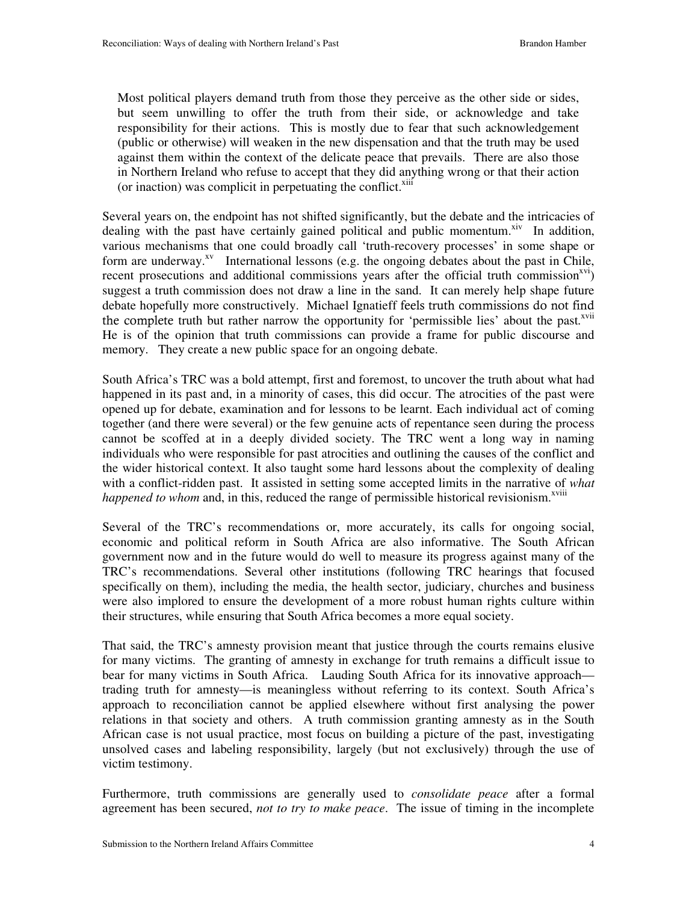> Most political players demand truth from those they perceive as the other side or sides, but seem unwilling to offer the truth from their side, or acknowledge and take responsibility for their actions. This is mostly due to fear that such acknowledgement (public or otherwise) will weaken in the new dispensation and that the truth may be used against them within the context of the delicate peace that prevails. There are also those in Northern Ireland who refuse to accept that they did anything wrong or that their action (or inaction) was complicit in perpetuating the conflict.[xiii]

Several years on, the endpoint has not shifted significantly, but the debate and the intricacies of dealing with the past have certainly gained political and public momentum.[xiv] In addition, various mechanisms that one could broadly call 'truth-recovery processes' in some shape or form are underway.[xv] International lessons (e.g. the ongoing debates about the past in Chile, recent prosecutions and additional commissions years after the official truth commission[xvi]) suggest a truth commission does not draw a line in the sand. It can merely help shape future debate hopefully more constructively. Michael Ignatieff feels truth commissions do not find the complete truth but rather narrow the opportunity for 'permissible lies' about the past.[xvii] He is of the opinion that truth commissions can provide a frame for public discourse and memory. They create a new public space for an ongoing debate.

South Africa's TRC was a bold attempt, first and foremost, to uncover the truth about what had happened in its past and, in a minority of cases, this did occur. The atrocities of the past were opened up for debate, examination and for lessons to be learnt. Each individual act of coming together (and there were several) or the few genuine acts of repentance seen during the process cannot be scoffed at in a deeply divided society. The TRC went a long way in naming individuals who were responsible for past atrocities and outlining the causes of the conflict and the wider historical context. It also taught some hard lessons about the complexity of dealing with a conflict-ridden past. It assisted in setting some accepted limits in the narrative of *what happened to whom* and, in this, reduced the range of permissible historical revisionism.[xviii]

Several of the TRC's recommendations or, more accurately, its calls for ongoing social, economic and political reform in South Africa are also informative. The South African government now and in the future would do well to measure its progress against many of the TRC's recommendations. Several other institutions (following TRC hearings that focused specifically on them), including the media, the health sector, judiciary, churches and business were also implored to ensure the development of a more robust human rights culture within their structures, while ensuring that South Africa becomes a more equal society.

That said, the TRC's amnesty provision meant that justice through the courts remains elusive for many victims. The granting of amnesty in exchange for truth remains a difficult issue to bear for many victims in South Africa. Lauding South Africa for its innovative approach—trading truth for amnesty—is meaningless without referring to its context. South Africa's approach to reconciliation cannot be applied elsewhere without first analysing the power relations in that society and others. A truth commission granting amnesty as in the South African case is not usual practice, most focus on building a picture of the past, investigating unsolved cases and labeling responsibility, largely (but not exclusively) through the use of victim testimony.

Furthermore, truth commissions are generally used to *consolidate peace* after a formal agreement has been secured, *not to try to make peace*. The issue of timing in the incomplete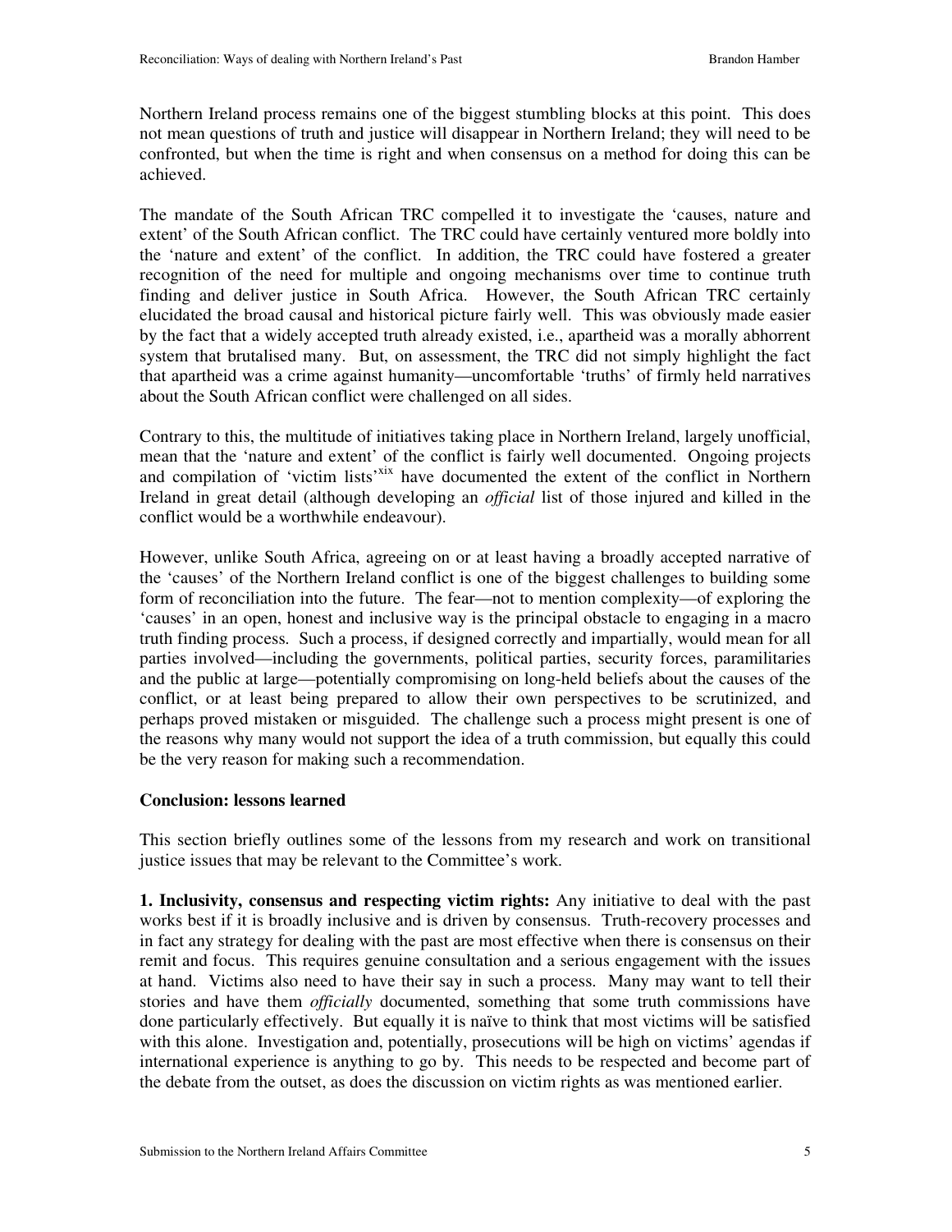Northern Ireland process remains one of the biggest stumbling blocks at this point. This does not mean questions of truth and justice will disappear in Northern Ireland; they will need to be confronted, but when the time is right and when consensus on a method for doing this can be achieved.

The mandate of the South African TRC compelled it to investigate the 'causes, nature and extent' of the South African conflict. The TRC could have certainly ventured more boldly into the 'nature and extent' of the conflict. In addition, the TRC could have fostered a greater recognition of the need for multiple and ongoing mechanisms over time to continue truth finding and deliver justice in South Africa. However, the South African TRC certainly elucidated the broad causal and historical picture fairly well. This was obviously made easier by the fact that a widely accepted truth already existed, i.e., apartheid was a morally abhorrent system that brutalised many. But, on assessment, the TRC did not simply highlight the fact that apartheid was a crime against humanity—uncomfortable 'truths' of firmly held narratives about the South African conflict were challenged on all sides.

Contrary to this, the multitude of initiatives taking place in Northern Ireland, largely unofficial, mean that the 'nature and extent' of the conflict is fairly well documented. Ongoing projects and compilation of 'victim lists'[xix] have documented the extent of the conflict in Northern Ireland in great detail (although developing an *official* list of those injured and killed in the conflict would be a worthwhile endeavour).

However, unlike South Africa, agreeing on or at least having a broadly accepted narrative of the 'causes' of the Northern Ireland conflict is one of the biggest challenges to building some form of reconciliation into the future. The fear—not to mention complexity—of exploring the 'causes' in an open, honest and inclusive way is the principal obstacle to engaging in a macro truth finding process. Such a process, if designed correctly and impartially, would mean for all parties involved—including the governments, political parties, security forces, paramilitaries and the public at large—potentially compromising on long-held beliefs about the causes of the conflict, or at least being prepared to allow their own perspectives to be scrutinized, and perhaps proved mistaken or misguided. The challenge such a process might present is one of the reasons why many would not support the idea of a truth commission, but equally this could be the very reason for making such a recommendation.

**Conclusion: lessons learned**

This section briefly outlines some of the lessons from my research and work on transitional justice issues that may be relevant to the Committee's work.

**1. Inclusivity, consensus and respecting victim rights:** Any initiative to deal with the past works best if it is broadly inclusive and is driven by consensus. Truth-recovery processes and in fact any strategy for dealing with the past are most effective when there is consensus on their remit and focus. This requires genuine consultation and a serious engagement with the issues at hand. Victims also need to have their say in such a process. Many may want to tell their stories and have them *officially* documented, something that some truth commissions have done particularly effectively. But equally it is naïve to think that most victims will be satisfied with this alone. Investigation and, potentially, prosecutions will be high on victims' agendas if international experience is anything to go by. This needs to be respected and become part of the debate from the outset, as does the discussion on victim rights as was mentioned earlier.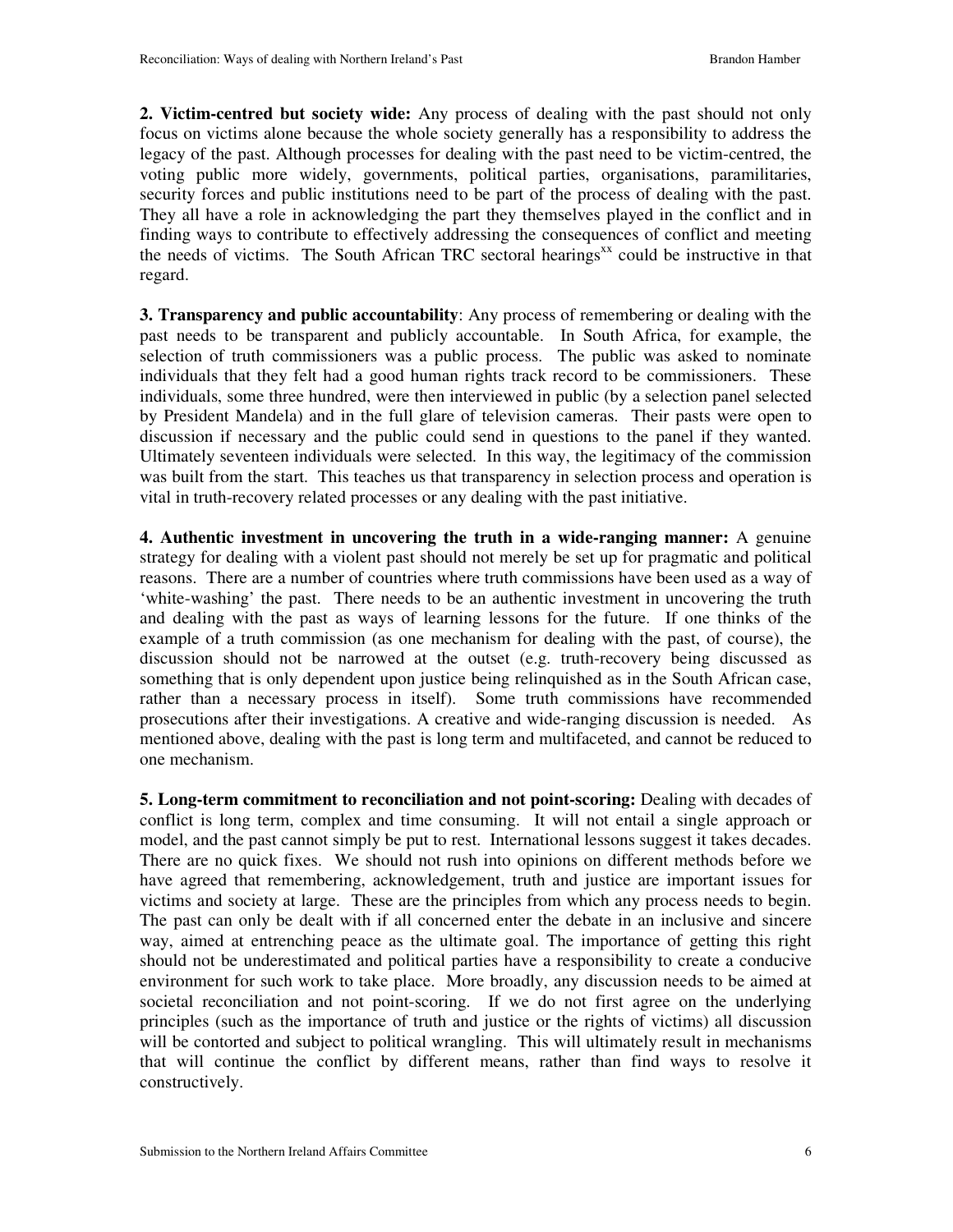**2. Victim-centred but society wide:** Any process of dealing with the past should not only focus on victims alone because the whole society generally has a responsibility to address the legacy of the past. Although processes for dealing with the past need to be victim-centred, the voting public more widely, governments, political parties, organisations, paramilitaries, security forces and public institutions need to be part of the process of dealing with the past. They all have a role in acknowledging the part they themselves played in the conflict and in finding ways to contribute to effectively addressing the consequences of conflict and meeting the needs of victims. The South African TRC sectoral hearings[xx] could be instructive in that regard.

**3. Transparency and public accountability**: Any process of remembering or dealing with the past needs to be transparent and publicly accountable. In South Africa, for example, the selection of truth commissioners was a public process. The public was asked to nominate individuals that they felt had a good human rights track record to be commissioners. These individuals, some three hundred, were then interviewed in public (by a selection panel selected by President Mandela) and in the full glare of television cameras. Their pasts were open to discussion if necessary and the public could send in questions to the panel if they wanted. Ultimately seventeen individuals were selected. In this way, the legitimacy of the commission was built from the start. This teaches us that transparency in selection process and operation is vital in truth-recovery related processes or any dealing with the past initiative.

**4. Authentic investment in uncovering the truth in a wide-ranging manner:** A genuine strategy for dealing with a violent past should not merely be set up for pragmatic and political reasons. There are a number of countries where truth commissions have been used as a way of 'white-washing' the past. There needs to be an authentic investment in uncovering the truth and dealing with the past as ways of learning lessons for the future. If one thinks of the example of a truth commission (as one mechanism for dealing with the past, of course), the discussion should not be narrowed at the outset (e.g. truth-recovery being discussed as something that is only dependent upon justice being relinquished as in the South African case, rather than a necessary process in itself). Some truth commissions have recommended prosecutions after their investigations. A creative and wide-ranging discussion is needed. As mentioned above, dealing with the past is long term and multifaceted, and cannot be reduced to one mechanism.

**5. Long-term commitment to reconciliation and not point-scoring:** Dealing with decades of conflict is long term, complex and time consuming. It will not entail a single approach or model, and the past cannot simply be put to rest. International lessons suggest it takes decades. There are no quick fixes. We should not rush into opinions on different methods before we have agreed that remembering, acknowledgement, truth and justice are important issues for victims and society at large. These are the principles from which any process needs to begin. The past can only be dealt with if all concerned enter the debate in an inclusive and sincere way, aimed at entrenching peace as the ultimate goal. The importance of getting this right should not be underestimated and political parties have a responsibility to create a conducive environment for such work to take place. More broadly, any discussion needs to be aimed at societal reconciliation and not point-scoring. If we do not first agree on the underlying principles (such as the importance of truth and justice or the rights of victims) all discussion will be contorted and subject to political wrangling. This will ultimately result in mechanisms that will continue the conflict by different means, rather than find ways to resolve it constructively.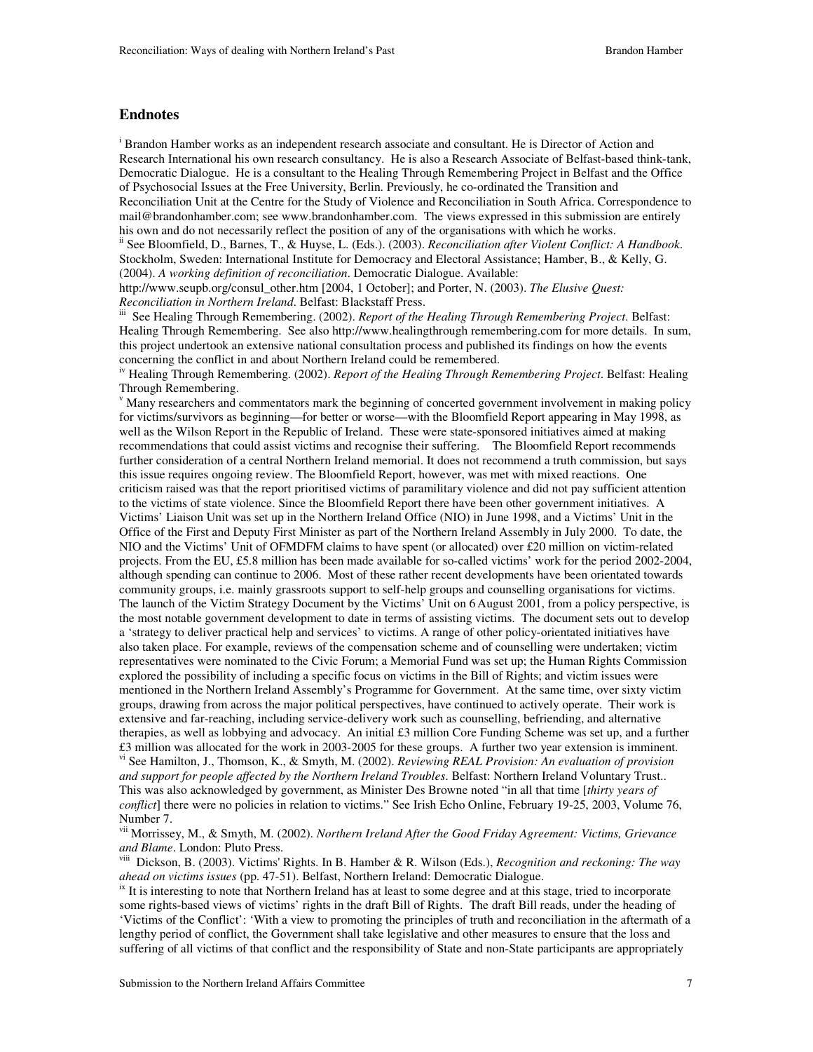## Endnotes

[i] Brandon Hamber works as an independent research associate and consultant. He is Director of Action and Research International his own research consultancy. He is also a Research Associate of Belfast-based think-tank, Democratic Dialogue. He is a consultant to the Healing Through Remembering Project in Belfast and the Office of Psychosocial Issues at the Free University, Berlin. Previously, he co-ordinated the Transition and Reconciliation Unit at the Centre for the Study of Violence and Reconciliation in South Africa. Correspondence to mail@brandonhamber.com; see www.brandonhamber.com. The views expressed in this submission are entirely his own and do not necessarily reflect the position of any of the organisations with which he works.

[ii] See Bloomfield, D., Barnes, T., & Huyse, L. (Eds.). (2003). *Reconciliation after Violent Conflict: A Handbook*. Stockholm, Sweden: International Institute for Democracy and Electoral Assistance; Hamber, B., & Kelly, G. (2004). *A working definition of reconciliation*. Democratic Dialogue. Available: http://www.seupb.org/consul_other.htm [2004, 1 October]; and Porter, N. (2003). *The Elusive Quest: Reconciliation in Northern Ireland*. Belfast: Blackstaff Press.

[iii] See Healing Through Remembering. (2002). *Report of the Healing Through Remembering Project*. Belfast: Healing Through Remembering. See also http://www.healingthrough remembering.com for more details. In sum, this project undertook an extensive national consultation process and published its findings on how the events concerning the conflict in and about Northern Ireland could be remembered.

[iv] Healing Through Remembering. (2002). *Report of the Healing Through Remembering Project*. Belfast: Healing Through Remembering.

[v] Many researchers and commentators mark the beginning of concerted government involvement in making policy for victims/survivors as beginning—for better or worse—with the Bloomfield Report appearing in May 1998, as well as the Wilson Report in the Republic of Ireland. These were state-sponsored initiatives aimed at making recommendations that could assist victims and recognise their suffering. The Bloomfield Report recommends further consideration of a central Northern Ireland memorial. It does not recommend a truth commission, but says this issue requires ongoing review. The Bloomfield Report, however, was met with mixed reactions. One criticism raised was that the report prioritised victims of paramilitary violence and did not pay sufficient attention to the victims of state violence. Since the Bloomfield Report there have been other government initiatives. A Victims' Liaison Unit was set up in the Northern Ireland Office (NIO) in June 1998, and a Victims' Unit in the Office of the First and Deputy First Minister as part of the Northern Ireland Assembly in July 2000. To date, the NIO and the Victims' Unit of OFMDFM claims to have spent (or allocated) over £20 million on victim-related projects. From the EU, £5.8 million has been made available for so-called victims' work for the period 2002-2004, although spending can continue to 2006. Most of these rather recent developments have been orientated towards community groups, i.e. mainly grassroots support to self-help groups and counselling organisations for victims. The launch of the Victim Strategy Document by the Victims' Unit on 6 August 2001, from a policy perspective, is the most notable government development to date in terms of assisting victims. The document sets out to develop a 'strategy to deliver practical help and services' to victims. A range of other policy-orientated initiatives have also taken place. For example, reviews of the compensation scheme and of counselling were undertaken; victim representatives were nominated to the Civic Forum; a Memorial Fund was set up; the Human Rights Commission explored the possibility of including a specific focus on victims in the Bill of Rights; and victim issues were mentioned in the Northern Ireland Assembly's Programme for Government. At the same time, over sixty victim groups, drawing from across the major political perspectives, have continued to actively operate. Their work is extensive and far-reaching, including service-delivery work such as counselling, befriending, and alternative therapies, as well as lobbying and advocacy. An initial £3 million Core Funding Scheme was set up, and a further £3 million was allocated for the work in 2003-2005 for these groups. A further two year extension is imminent.

[vi] See Hamilton, J., Thomson, K., & Smyth, M. (2002). *Reviewing REAL Provision: An evaluation of provision and support for people affected by the Northern Ireland Troubles*. Belfast: Northern Ireland Voluntary Trust.. This was also acknowledged by government, as Minister Des Browne noted "in all that time [*thirty years of conflict*] there were no policies in relation to victims." See Irish Echo Online, February 19-25, 2003, Volume 76, Number 7.

[vii] Morrissey, M., & Smyth, M. (2002). *Northern Ireland After the Good Friday Agreement: Victims, Grievance and Blame*. London: Pluto Press.

[viii] Dickson, B. (2003). Victims' Rights. In B. Hamber & R. Wilson (Eds.), *Recognition and reckoning: The way ahead on victims issues* (pp. 47-51). Belfast, Northern Ireland: Democratic Dialogue.

[ix] It is interesting to note that Northern Ireland has at least to some degree and at this stage, tried to incorporate some rights-based views of victims' rights in the draft Bill of Rights. The draft Bill reads, under the heading of 'Victims of the Conflict': 'With a view to promoting the principles of truth and reconciliation in the aftermath of a lengthy period of conflict, the Government shall take legislative and other measures to ensure that the loss and suffering of all victims of that conflict and the responsibility of State and non-State participants are appropriately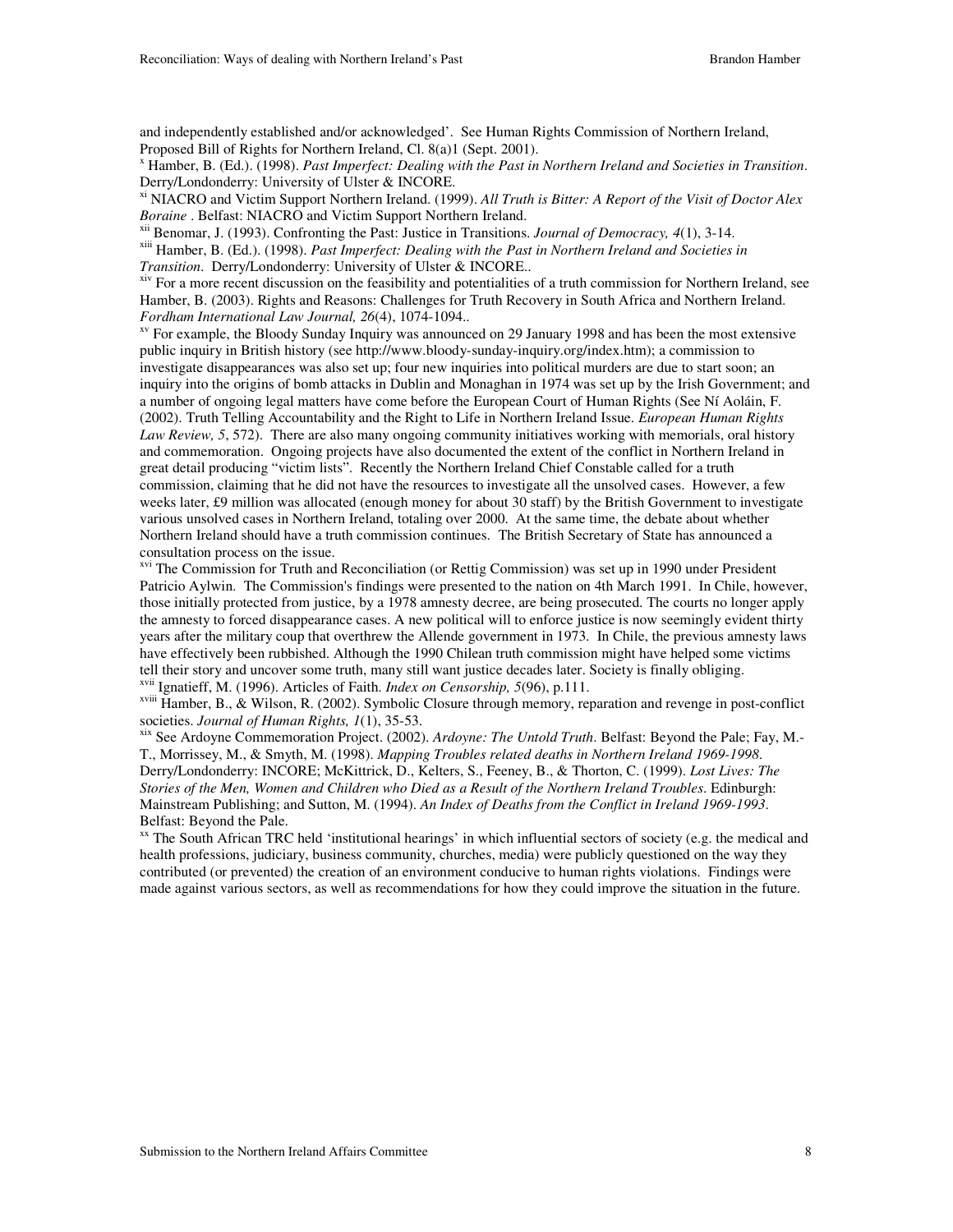and independently established and/or acknowledged'. See Human Rights Commission of Northern Ireland, Proposed Bill of Rights for Northern Ireland, Cl. 8(a)1 (Sept. 2001).

[x] Hamber, B. (Ed.). (1998). *Past Imperfect: Dealing with the Past in Northern Ireland and Societies in Transition*. Derry/Londonderry: University of Ulster & INCORE.

[xi] NIACRO and Victim Support Northern Ireland. (1999). *All Truth is Bitter: A Report of the Visit of Doctor Alex Boraine* . Belfast: NIACRO and Victim Support Northern Ireland.

[xii] Benomar, J. (1993). Confronting the Past: Justice in Transitions. *Journal of Democracy, 4*(1), 3-14.

[xiii] Hamber, B. (Ed.). (1998). *Past Imperfect: Dealing with the Past in Northern Ireland and Societies in Transition*. Derry/Londonderry: University of Ulster & INCORE..

[xiv] For a more recent discussion on the feasibility and potentialities of a truth commission for Northern Ireland, see Hamber, B. (2003). Rights and Reasons: Challenges for Truth Recovery in South Africa and Northern Ireland. *Fordham International Law Journal, 26*(4), 1074-1094..

[xv] For example, the Bloody Sunday Inquiry was announced on 29 January 1998 and has been the most extensive public inquiry in British history (see http://www.bloody-sunday-inquiry.org/index.htm); a commission to investigate disappearances was also set up; four new inquiries into political murders are due to start soon; an inquiry into the origins of bomb attacks in Dublin and Monaghan in 1974 was set up by the Irish Government; and a number of ongoing legal matters have come before the European Court of Human Rights (See Ní Aoláin, F. (2002). Truth Telling Accountability and the Right to Life in Northern Ireland Issue. *European Human Rights Law Review, 5*, 572). There are also many ongoing community initiatives working with memorials, oral history and commemoration. Ongoing projects have also documented the extent of the conflict in Northern Ireland in great detail producing "victim lists". Recently the Northern Ireland Chief Constable called for a truth commission, claiming that he did not have the resources to investigate all the unsolved cases. However, a few weeks later, £9 million was allocated (enough money for about 30 staff) by the British Government to investigate various unsolved cases in Northern Ireland, totaling over 2000. At the same time, the debate about whether Northern Ireland should have a truth commission continues. The British Secretary of State has announced a consultation process on the issue.

[xvi] The Commission for Truth and Reconciliation (or Rettig Commission) was set up in 1990 under President Patricio Aylwin. The Commission's findings were presented to the nation on 4th March 1991. In Chile, however, those initially protected from justice, by a 1978 amnesty decree, are being prosecuted. The courts no longer apply the amnesty to forced disappearance cases. A new political will to enforce justice is now seemingly evident thirty years after the military coup that overthrew the Allende government in 1973. In Chile, the previous amnesty laws have effectively been rubbished. Although the 1990 Chilean truth commission might have helped some victims tell their story and uncover some truth, many still want justice decades later. Society is finally obliging.

[xvii] Ignatieff, M. (1996). Articles of Faith. *Index on Censorship, 5*(96), p.111.

[xviii] Hamber, B., & Wilson, R. (2002). Symbolic Closure through memory, reparation and revenge in post-conflict societies. *Journal of Human Rights, 1*(1), 35-53.

[xix] See Ardoyne Commemoration Project. (2002). *Ardoyne: The Untold Truth*. Belfast: Beyond the Pale; Fay, M.-T., Morrissey, M., & Smyth, M. (1998). *Mapping Troubles related deaths in Northern Ireland 1969-1998*. Derry/Londonderry: INCORE; McKittrick, D., Kelters, S., Feeney, B., & Thorton, C. (1999). *Lost Lives: The Stories of the Men, Women and Children who Died as a Result of the Northern Ireland Troubles*. Edinburgh: Mainstream Publishing; and Sutton, M. (1994). *An Index of Deaths from the Conflict in Ireland 1969-1993*. Belfast: Beyond the Pale.

[xx] The South African TRC held 'institutional hearings' in which influential sectors of society (e.g. the medical and health professions, judiciary, business community, churches, media) were publicly questioned on the way they contributed (or prevented) the creation of an environment conducive to human rights violations. Findings were made against various sectors, as well as recommendations for how they could improve the situation in the future.